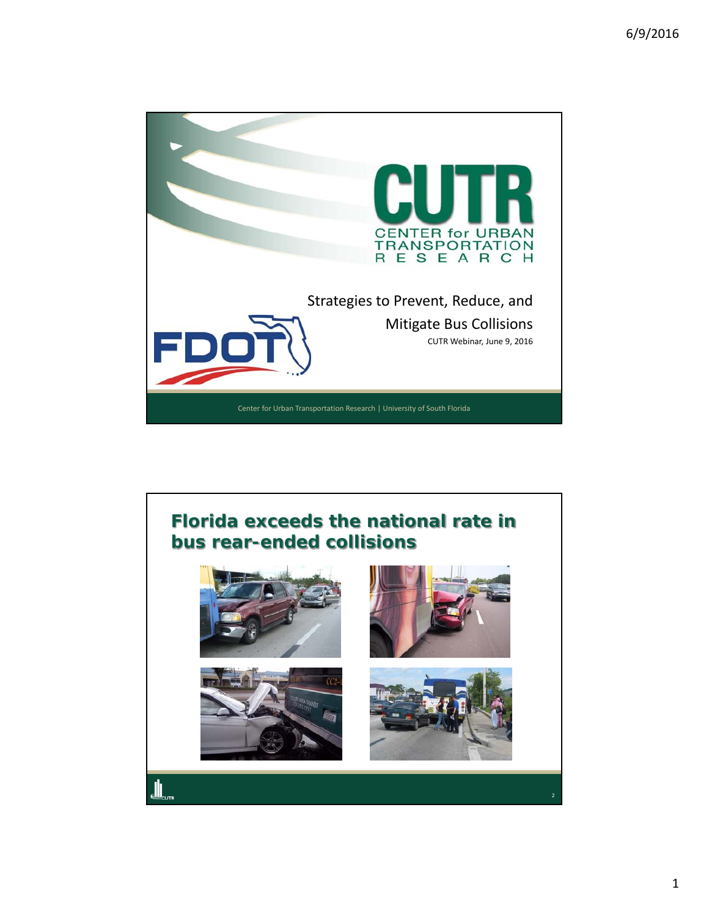# Strategies to Prevent, Reduce, and Mitigate Bus Collisions

CUTR Webinar, June 9, 2016

CENTER for URBAN TRANSPORTATION RESEARCH

Center for Urban Transportation Research | University of South Florida

## Florida exceeds the national rate in bus rear-ended collisions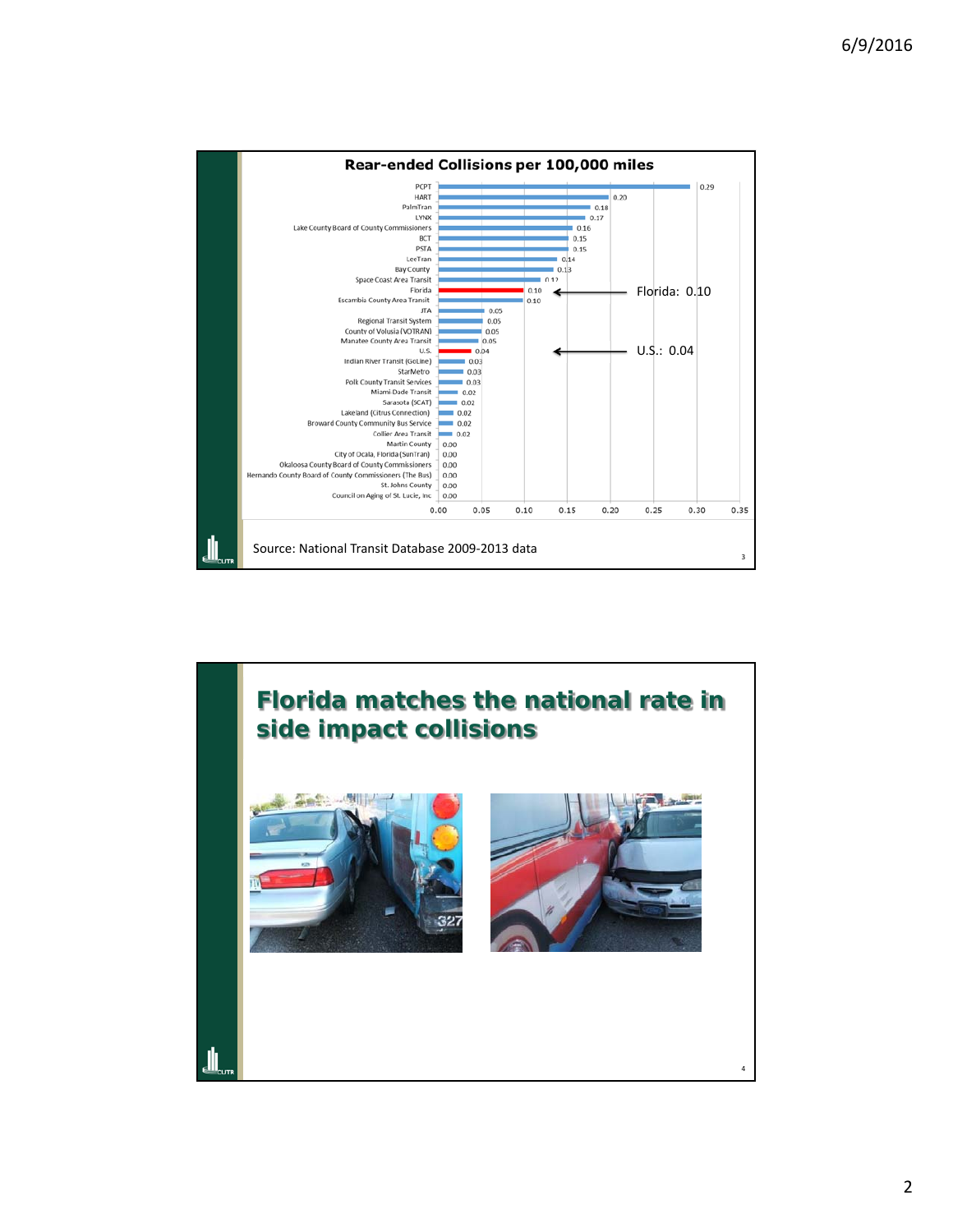## Rear-ended Collisions per 100,000 miles

| Agency | Rate |
|---|---|
| PCPT | 0.29 |
| HART | 0.20 |
| PalmTran | 0.18 |
| LYNX | 0.17 |
| Lake County Board of County Commissioners | 0.16 |
| BCT | 0.15 |
| PSTA | 0.15 |
| LeeTran | 0.14 |
| Bay County | 0.13 |
| Space Coast Area Transit | 0.12 |
| Florida | 0.10 |
| Escambia County Area Transit | 0.10 |
| JTA | 0.05 |
| Regional Transit System | 0.05 |
| County of Volusia (VOTRAN) | 0.05 |
| Manatee County Area Transit | 0.05 |
| U.S. | 0.04 |
| Indian River Transit (GoLine) | 0.03 |
| StarMetro | 0.03 |
| Polk County Transit Services | 0.03 |
| Miami Dade Transit | 0.02 |
| Sarasota (SCAT) | 0.02 |
| Lakeland (Citrus Connection) | 0.02 |
| Broward County Community Bus Service | 0.02 |
| Collier Area Transit | 0.02 |
| Martin County | 0.00 |
| City of Ocala, Florida (SunTran) | 0.00 |
| Okaloosa County Board of County Commissioners | 0.00 |
| Hernando County Board of County Commissioners (The Bus) | 0.00 |
| St. Johns County | 0.00 |
| Council on Aging of St. Lucie, Inc | 0.00 |

Florida: 0.10

U.S.: 0.04

Source: National Transit Database 2009-2013 data

## Florida matches the national rate in side impact collisions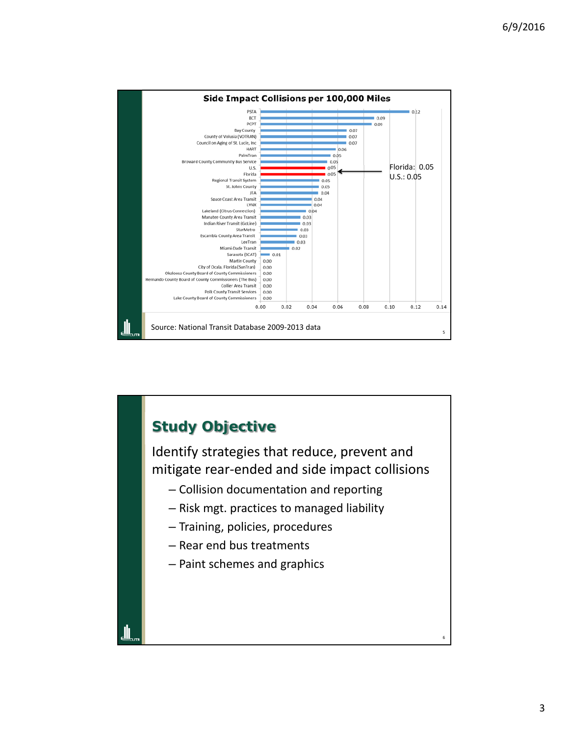## Side Impact Collisions per 100,000 Miles

| Agency | Collisions per 100,000 Miles |
|---|---|
| PSTA | 0.12 |
| BCT | 0.09 |
| PCPT | 0.09 |
| Bay County | 0.07 |
| County of Volusia (VOTRAN) | 0.07 |
| Council on Aging of St. Lucie, Inc | 0.07 |
| HART | 0.06 |
| PalmTran | 0.05 |
| Broward County Community Bus Service | 0.05 |
| U.S. | 0.05 |
| Florida | 0.05 |
| Regional Transit System | 0.05 |
| St. Johns County | 0.05 |
| JTA | 0.04 |
| Space Coast Area Transit | 0.04 |
| LYNX | 0.04 |
| Lakeland (Citrus Connection) | 0.04 |
| Manatee County Area Transit | 0.03 |
| Indian River Transit (GoLine) | 0.03 |
| StarMetro | 0.03 |
| Escambia County Area Transit | 0.03 |
| LeeTran | 0.03 |
| Miami-Dade Transit | 0.02 |
| Sarasota (SCAT) | 0.01 |
| Martin County | 0.00 |
| City of Ocala, Florida (SunTran) | 0.00 |
| Okaloosa County Board of County Commissioners | 0.00 |
| Hernando County Board of County Commissioners (The Bus) | 0.00 |
| Collier Area Transit | 0.00 |
| Polk County Transit Services | 0.00 |
| Lake County Board of County Commissioners | 0.00 |

Florida: 0.05
U.S.: 0.05

Source: National Transit Database 2009-2013 data

## Study Objective

Identify strategies that reduce, prevent and mitigate rear-ended and side impact collisions

- Collision documentation and reporting
- Risk mgt. practices to managed liability
- Training, policies, procedures
- Rear end bus treatments
- Paint schemes and graphics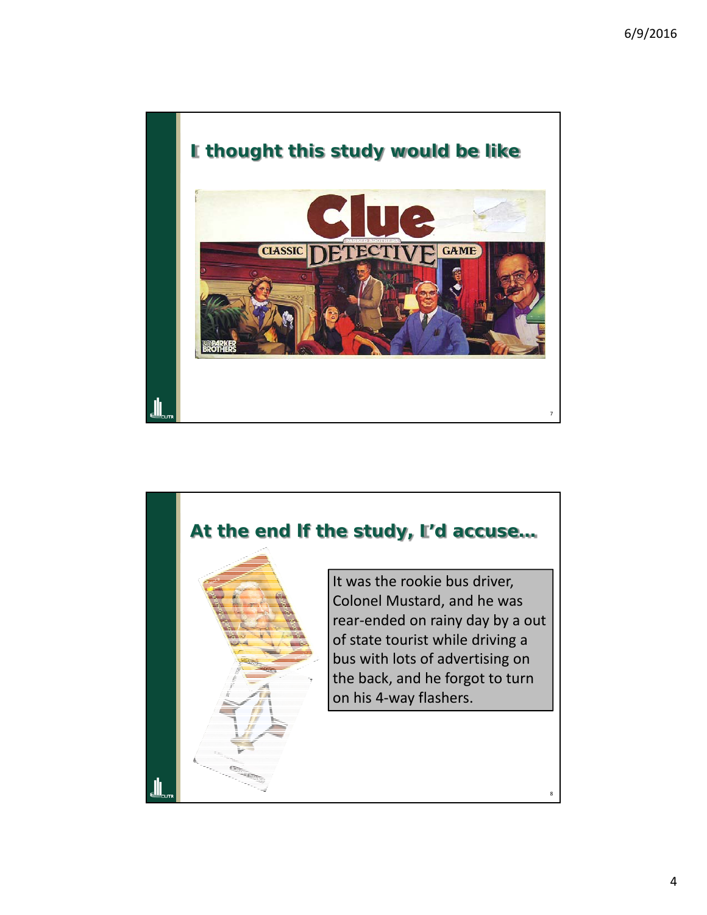## I thought this study would be like

## At the end If the study, I'd accuse...

It was the rookie bus driver, Colonel Mustard, and he was rear-ended on rainy day by a out of state tourist while driving a bus with lots of advertising on the back, and he forgot to turn on his 4-way flashers.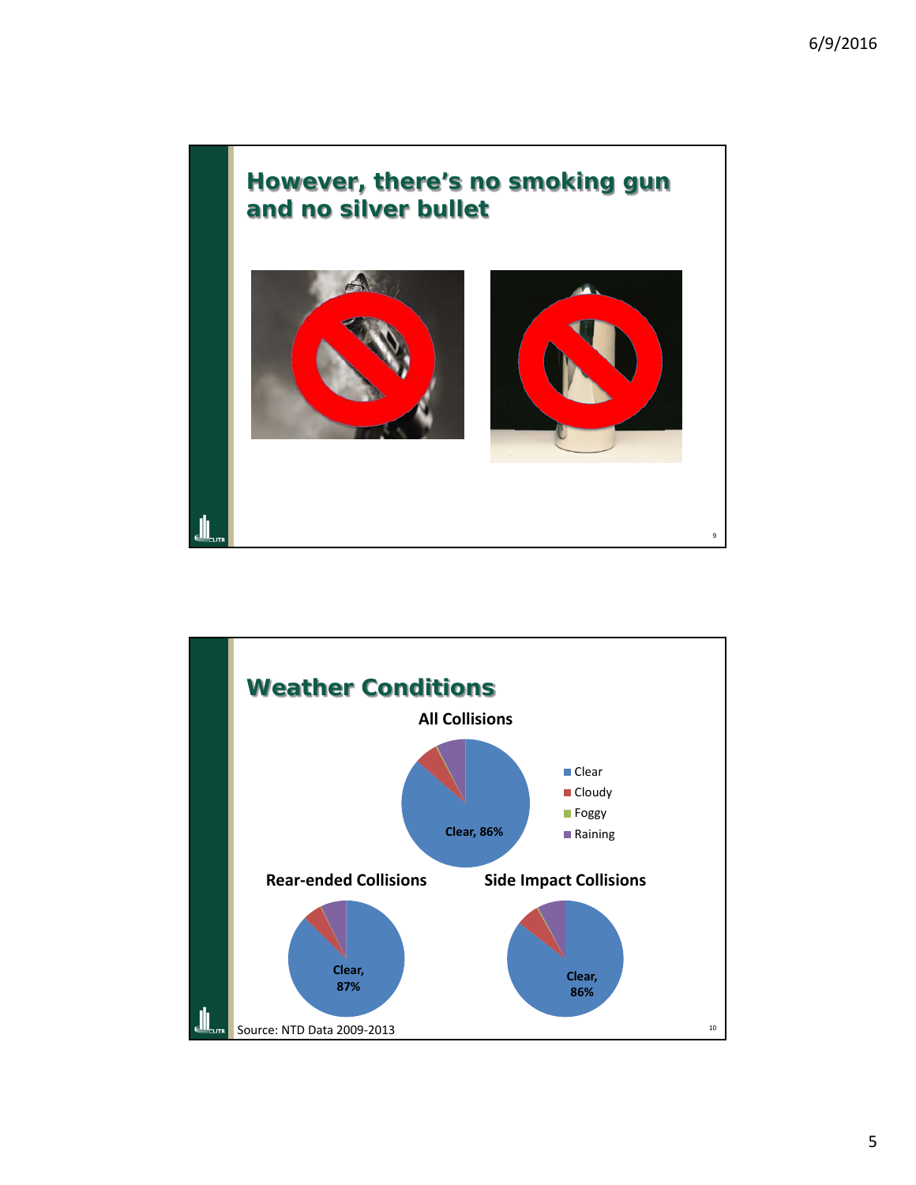## However, there's no smoking gun and no silver bullet

## Weather Conditions

**All Collisions**

- Clear
- Cloudy
- Foggy
- Raining

Clear, 86%

**Rear-ended Collisions**

Clear, 87%

**Side Impact Collisions**

Clear, 86%

Source: NTD Data 2009-2013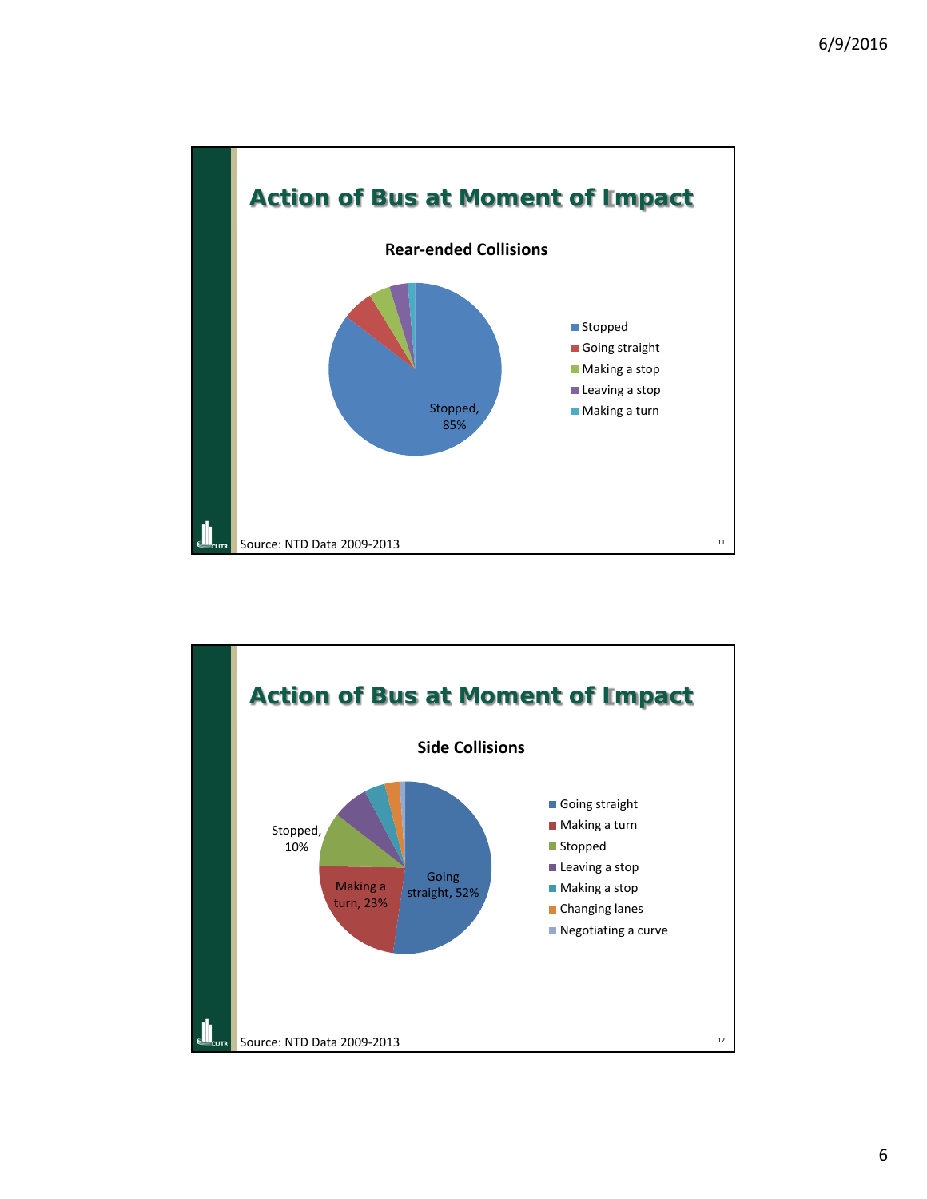## Action of Bus at Moment of Impact

**Rear-ended Collisions**

- Stopped
- Going straight
- Making a stop
- Leaving a stop
- Making a turn

Stopped, 85%

Source: NTD Data 2009-2013

## Action of Bus at Moment of Impact

**Side Collisions**

- Going straight
- Making a turn
- Stopped
- Leaving a stop
- Making a stop
- Changing lanes
- Negotiating a curve

Going straight, 52%

Making a turn, 23%

Stopped, 10%

Source: NTD Data 2009-2013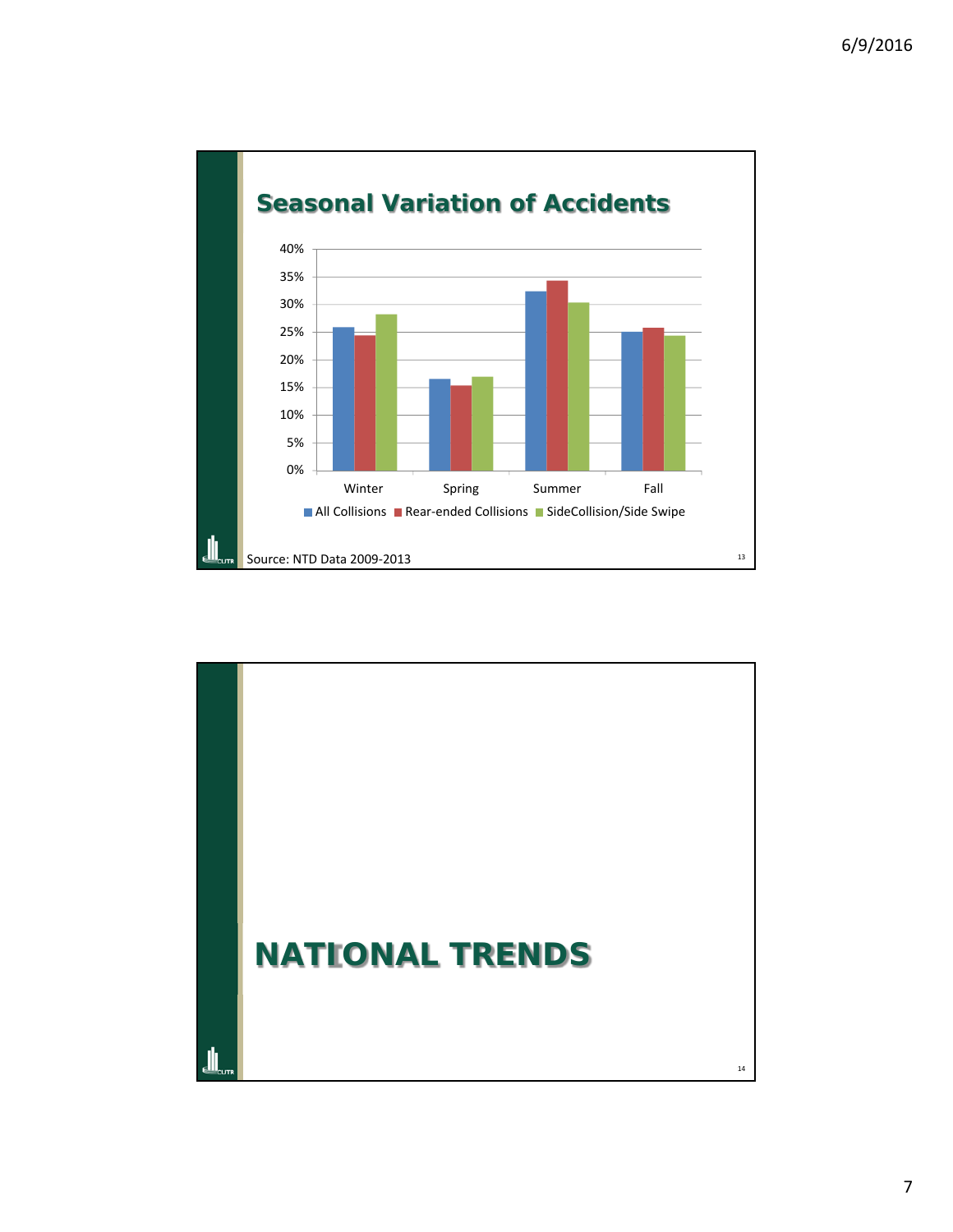## Seasonal Variation of Accidents

| Season | All Collisions | Rear-ended Collisions | SideCollision/Side Swipe |
|---|---|---|---|
| Winter | ~26% | ~24.5% | ~28% |
| Spring | ~16.5% | ~15.5% | ~17% |
| Summer | ~32.5% | ~34.5% | ~30.5% |
| Fall | ~25% | ~26% | ~24.5% |

Source: NTD Data 2009-2013

## NATIONAL TRENDS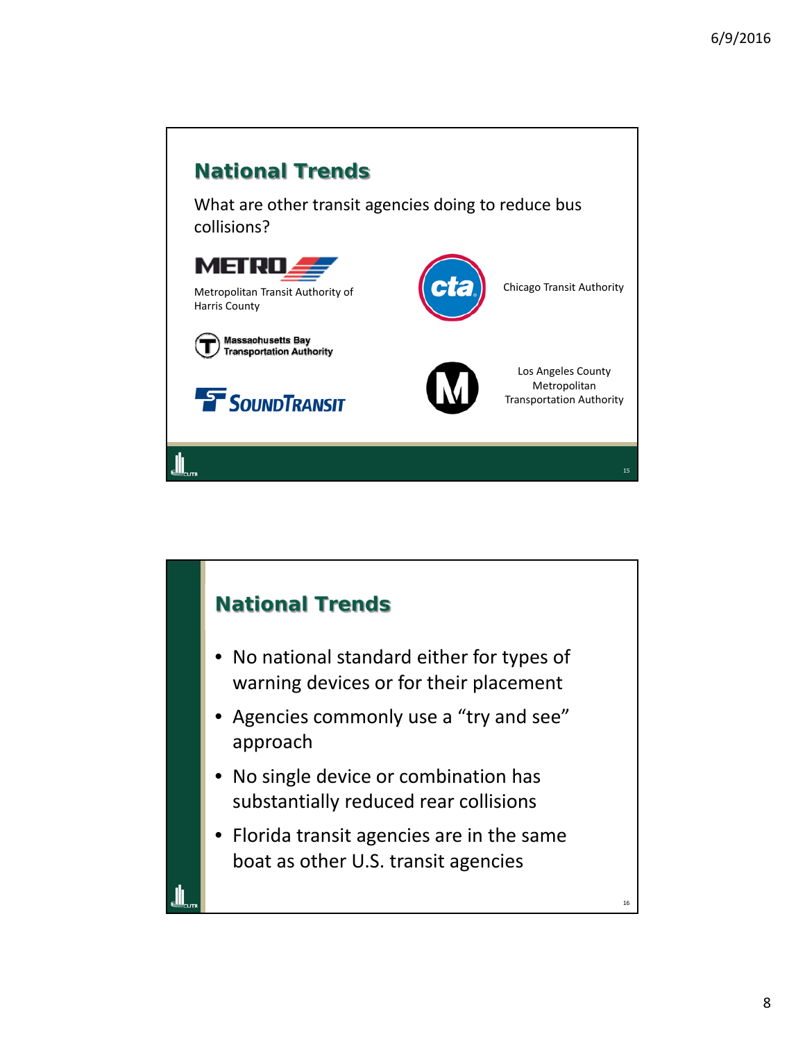## National Trends

What are other transit agencies doing to reduce bus collisions?

METRO — Metropolitan Transit Authority of Harris County

Chicago Transit Authority

Massachusetts Bay Transportation Authority

SoundTransit

Los Angeles County Metropolitan Transportation Authority

## National Trends

- No national standard either for types of warning devices or for their placement
- Agencies commonly use a "try and see" approach
- No single device or combination has substantially reduced rear collisions
- Florida transit agencies are in the same boat as other U.S. transit agencies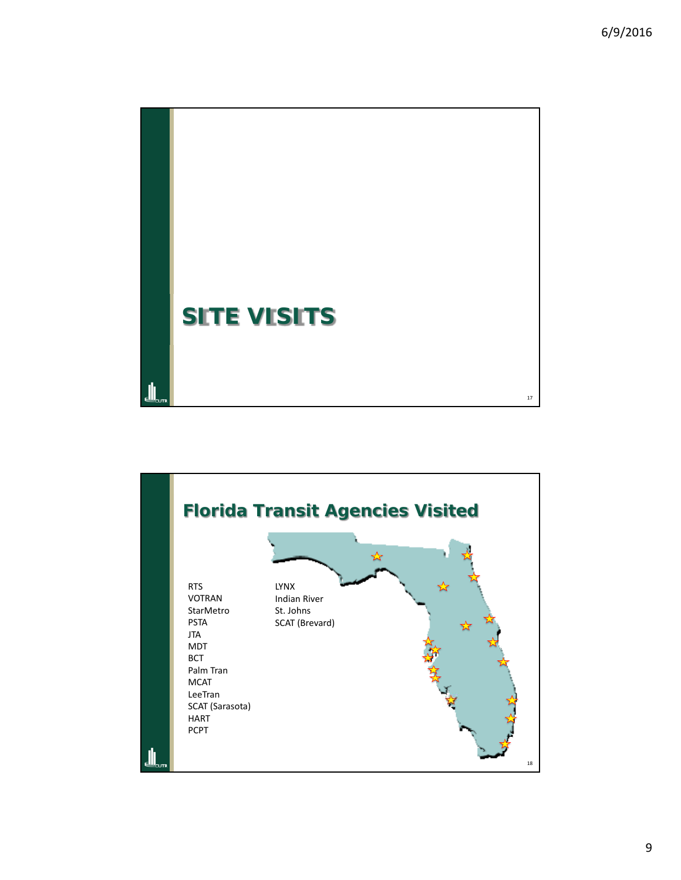# SITE VISITS

## Florida Transit Agencies Visited

- RTS
- VOTRAN
- StarMetro
- PSTA
- JTA
- MDT
- BCT
- Palm Tran
- MCAT
- LeeTran
- SCAT (Sarasota)
- HART
- PCPT
- LYNX
- Indian River
- St. Johns
- SCAT (Brevard)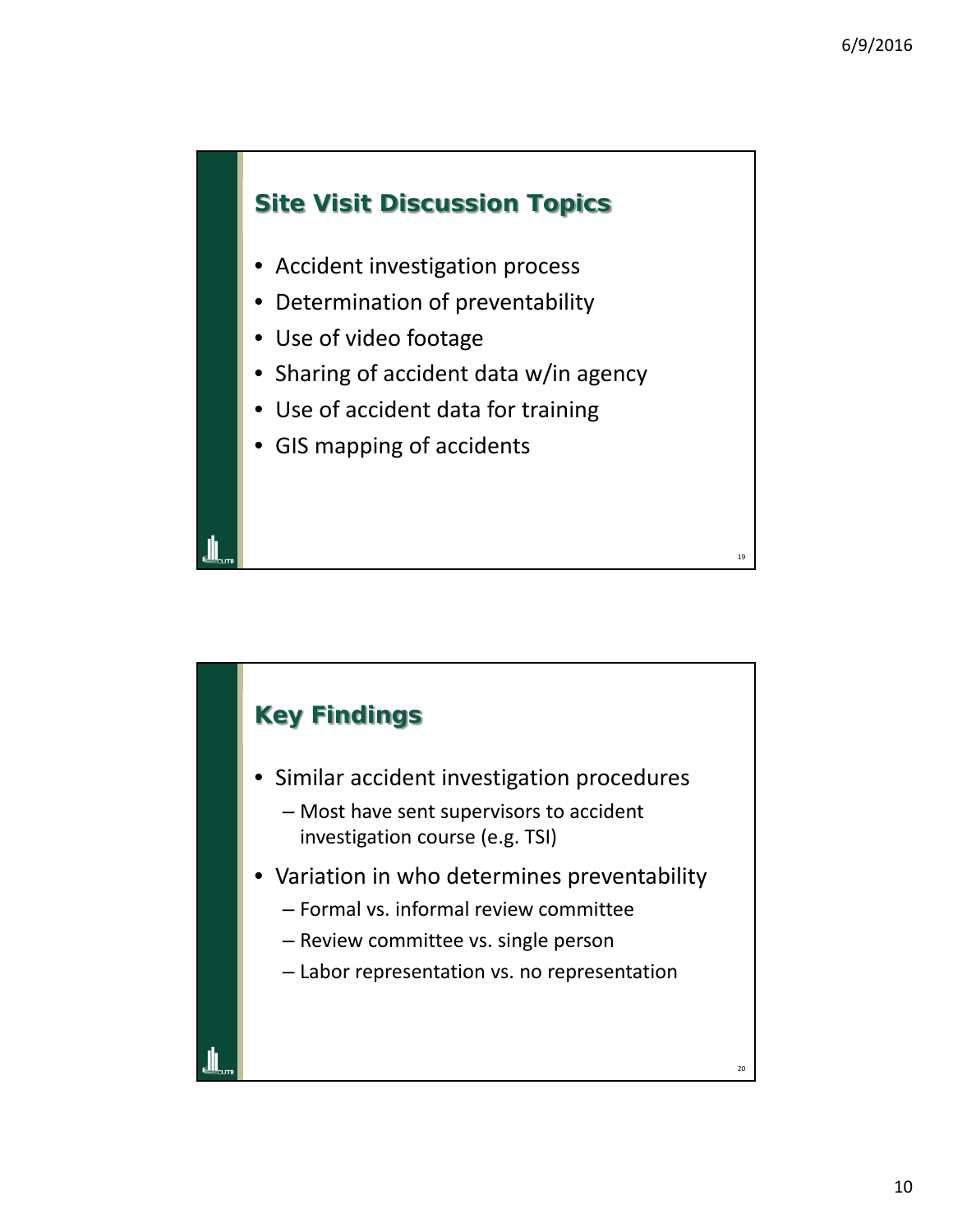## Site Visit Discussion Topics

- Accident investigation process
- Determination of preventability
- Use of video footage
- Sharing of accident data w/in agency
- Use of accident data for training
- GIS mapping of accidents

## Key Findings

- Similar accident investigation procedures
  - Most have sent supervisors to accident investigation course (e.g. TSI)
- Variation in who determines preventability
  - Formal vs. informal review committee
  - Review committee vs. single person
  - Labor representation vs. no representation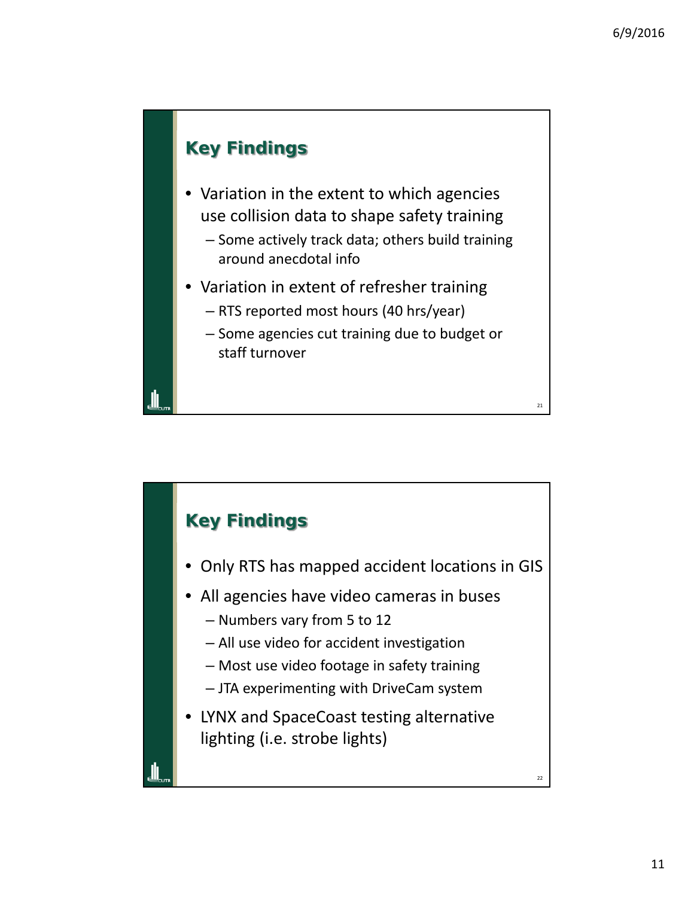## Key Findings

- Variation in the extent to which agencies use collision data to shape safety training
  - Some actively track data; others build training around anecdotal info
- Variation in extent of refresher training
  - RTS reported most hours (40 hrs/year)
  - Some agencies cut training due to budget or staff turnover

## Key Findings

- Only RTS has mapped accident locations in GIS
- All agencies have video cameras in buses
  - Numbers vary from 5 to 12
  - All use video for accident investigation
  - Most use video footage in safety training
  - JTA experimenting with DriveCam system
- LYNX and SpaceCoast testing alternative lighting (i.e. strobe lights)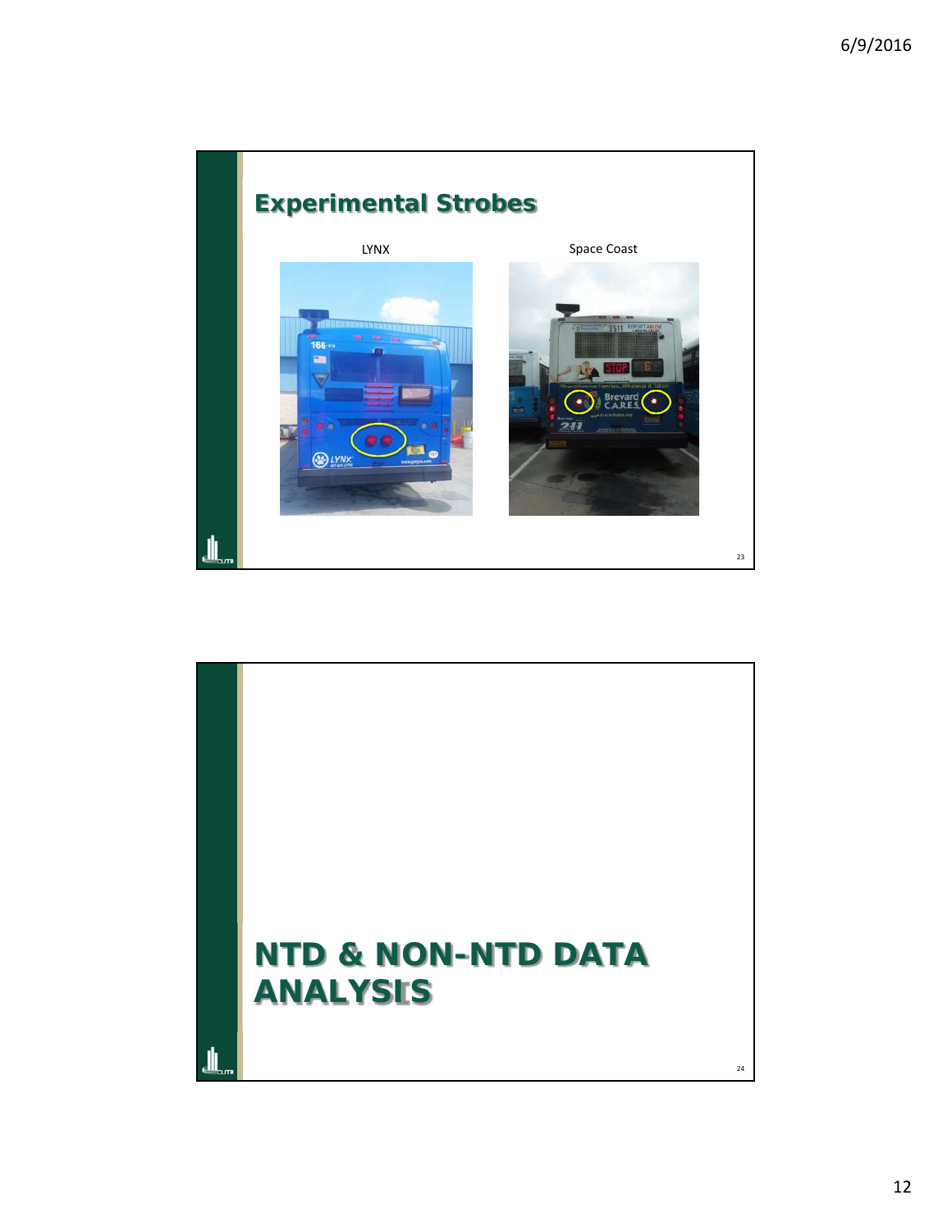## Experimental Strobes

LYNX

Space Coast

## NTD & NON-NTD DATA ANALYSIS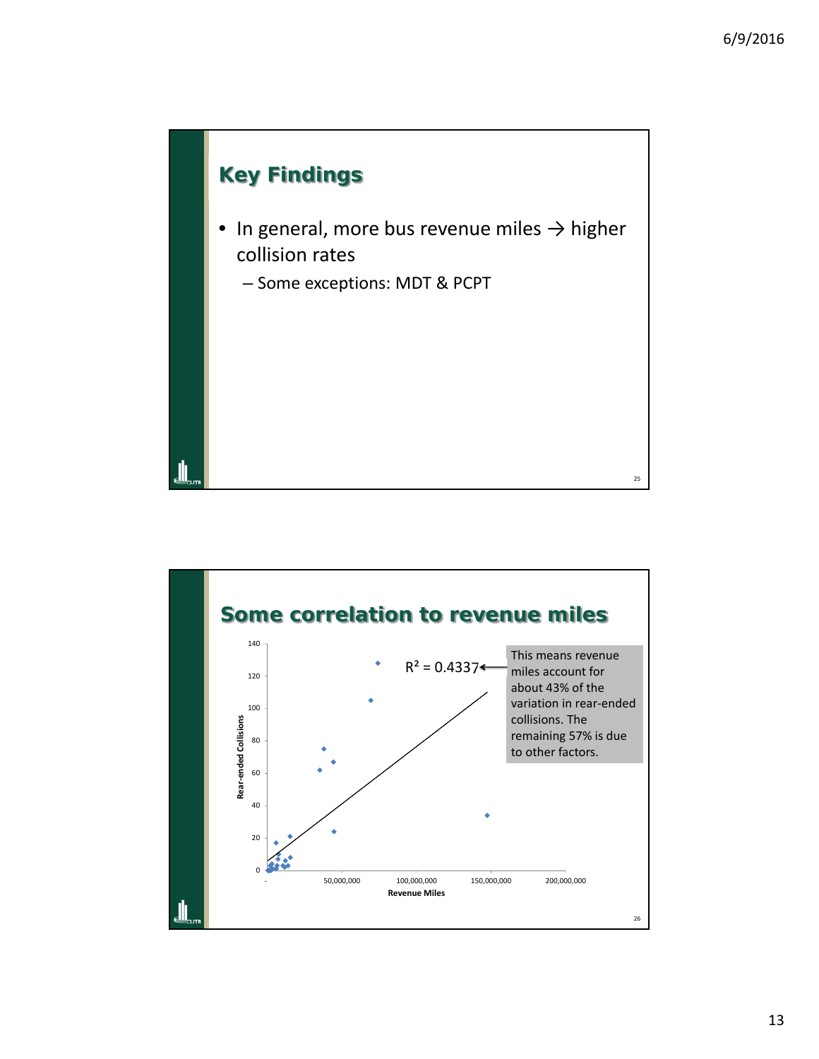## Key Findings

- In general, more bus revenue miles → higher collision rates
  - Some exceptions: MDT & PCPT

## Some correlation to revenue miles

$R^2 = 0.4337$

This means revenue miles account for about 43% of the variation in rear-ended collisions. The remaining 57% is due to other factors.

Rear-ended Collisions (y-axis: 0–140); Revenue Miles (x-axis: - to 200,000,000)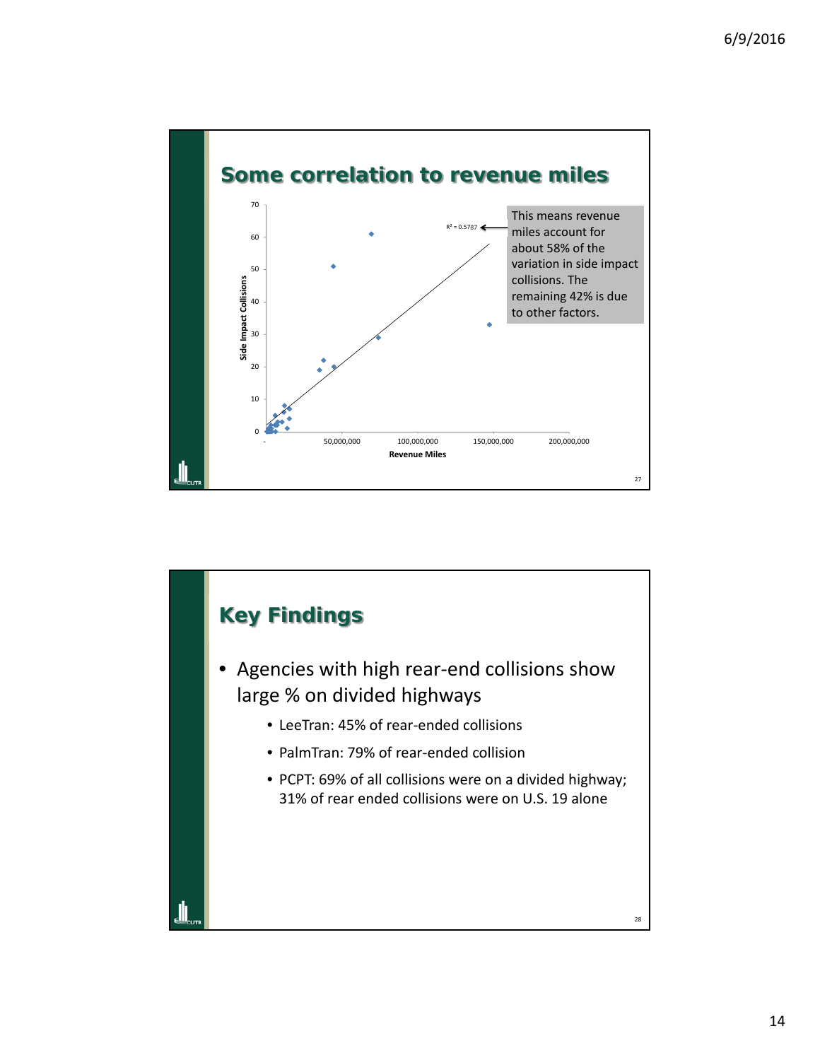## Some correlation to revenue miles

$R^2 = 0.5787$

This means revenue miles account for about 58% of the variation in side impact collisions. The remaining 42% is due to other factors.

Side Impact Collisions (y-axis: 0–70); Revenue Miles (x-axis: - to 200,000,000)

## Key Findings

- Agencies with high rear-end collisions show large % on divided highways
  - LeeTran: 45% of rear-ended collisions
  - PalmTran: 79% of rear-ended collision
  - PCPT: 69% of all collisions were on a divided highway; 31% of rear ended collisions were on U.S. 19 alone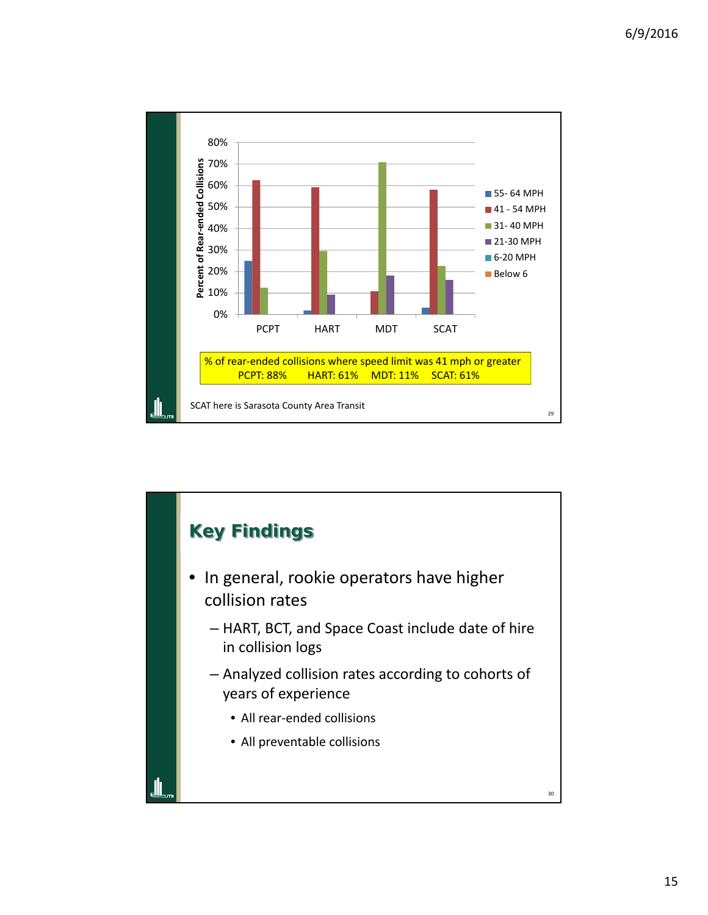| | 55-64 MPH | 41 - 54 MPH | 31-40 MPH | 21-30 MPH | 6-20 MPH | Below 6 |
|---|---|---|---|---|---|---|
| PCPT | 25% | 62% | 12% | | | |
| HART | 2% | 59% | 29% | 9% | | |
| MDT | | 11% | 71% | 18% | | |
| SCAT | 3% | 58% | 23% | 16% | | |

Percent of Rear-ended Collisions

% of rear-ended collisions where speed limit was 41 mph or greater
PCPT: 88% HART: 61% MDT: 11% SCAT: 61%

SCAT here is Sarasota County Area Transit

## Key Findings

- In general, rookie operators have higher collision rates
  - HART, BCT, and Space Coast include date of hire in collision logs
  - Analyzed collision rates according to cohorts of years of experience
    - All rear-ended collisions
    - All preventable collisions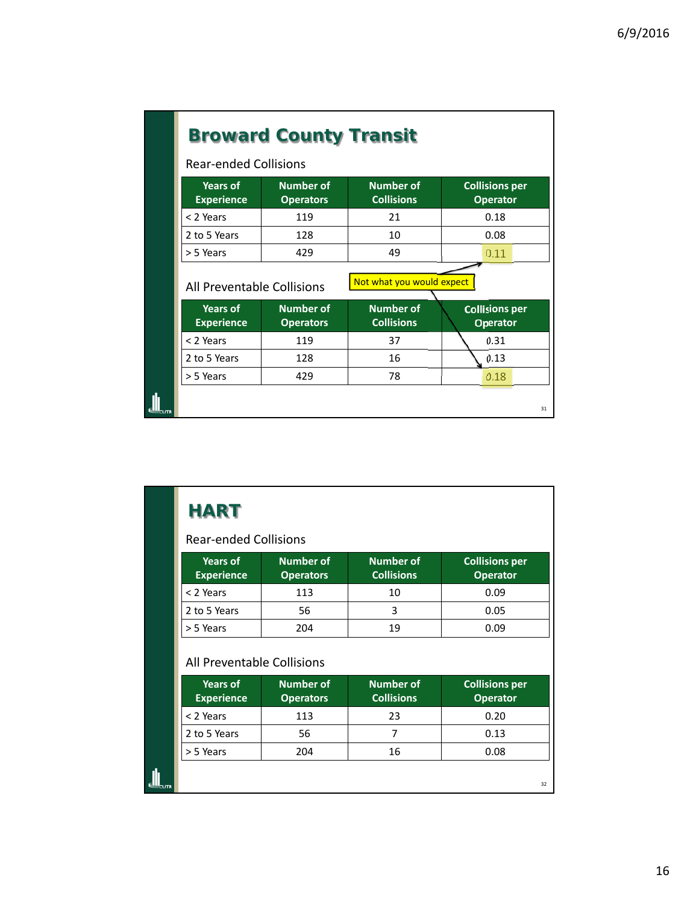# Broward County Transit

Rear-ended Collisions

| Years of Experience | Number of Operators | Number of Collisions | Collisions per Operator |
|---|---|---|---|
| < 2 Years | 119 | 21 | 0.18 |
| 2 to 5 Years | 128 | 10 | 0.08 |
| > 5 Years | 429 | 49 | 0.11 |

Not what you would expect

All Preventable Collisions

| Years of Experience | Number of Operators | Number of Collisions | Collisions per Operator |
|---|---|---|---|
| < 2 Years | 119 | 37 | 0.31 |
| 2 to 5 Years | 128 | 16 | 0.13 |
| > 5 Years | 429 | 78 | 0.18 |

# HART

Rear-ended Collisions

| Years of Experience | Number of Operators | Number of Collisions | Collisions per Operator |
|---|---|---|---|
| < 2 Years | 113 | 10 | 0.09 |
| 2 to 5 Years | 56 | 3 | 0.05 |
| > 5 Years | 204 | 19 | 0.09 |

All Preventable Collisions

| Years of Experience | Number of Operators | Number of Collisions | Collisions per Operator |
|---|---|---|---|
| < 2 Years | 113 | 23 | 0.20 |
| 2 to 5 Years | 56 | 7 | 0.13 |
| > 5 Years | 204 | 16 | 0.08 |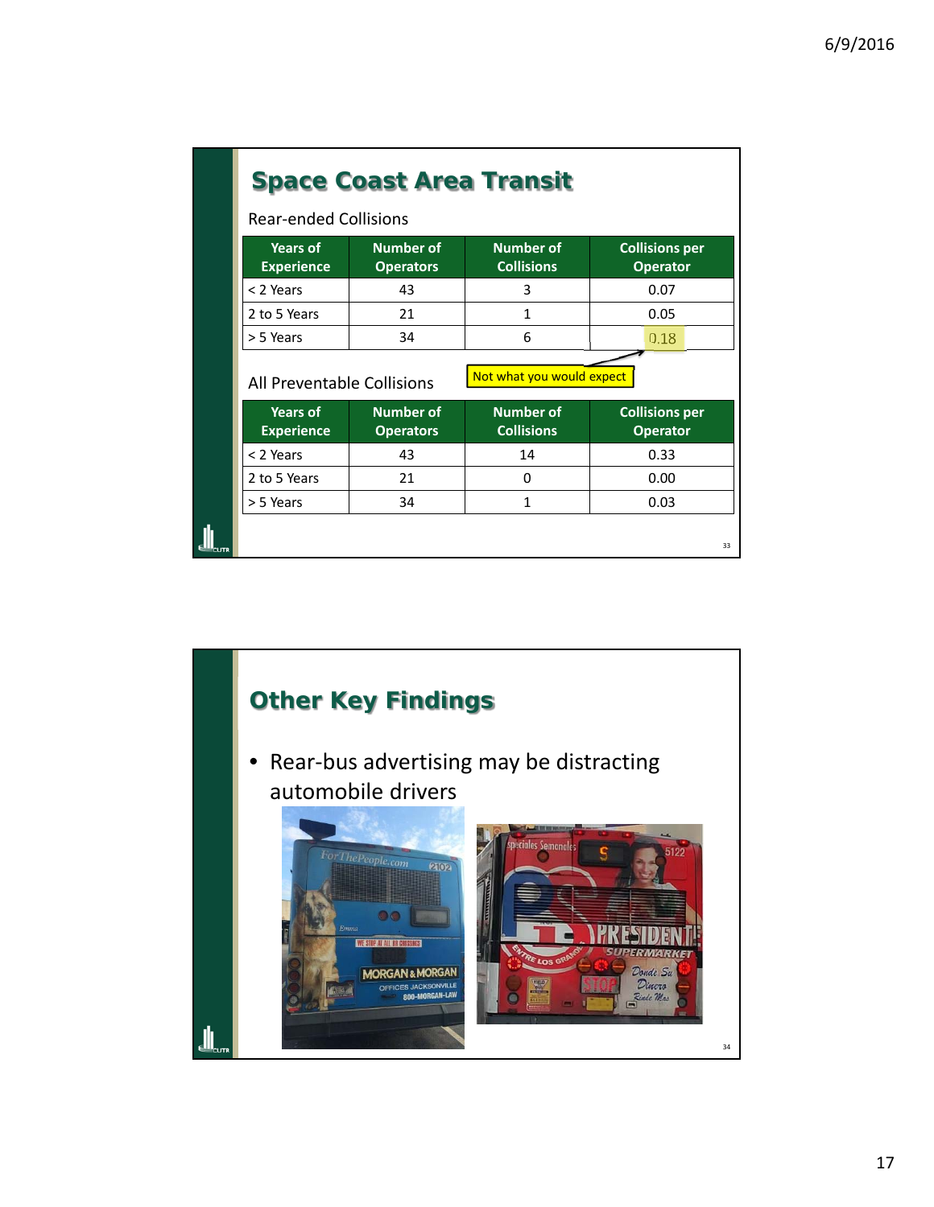## Space Coast Area Transit

Rear-ended Collisions

| Years of Experience | Number of Operators | Number of Collisions | Collisions per Operator |
|---|---|---|---|
| < 2 Years | 43 | 3 | 0.07 |
| 2 to 5 Years | 21 | 1 | 0.05 |
| > 5 Years | 34 | 6 | 0.18 |

Not what you would expect

All Preventable Collisions

| Years of Experience | Number of Operators | Number of Collisions | Collisions per Operator |
|---|---|---|---|
| < 2 Years | 43 | 14 | 0.33 |
| 2 to 5 Years | 21 | 0 | 0.00 |
| > 5 Years | 34 | 1 | 0.03 |

## Other Key Findings

- Rear-bus advertising may be distracting automobile drivers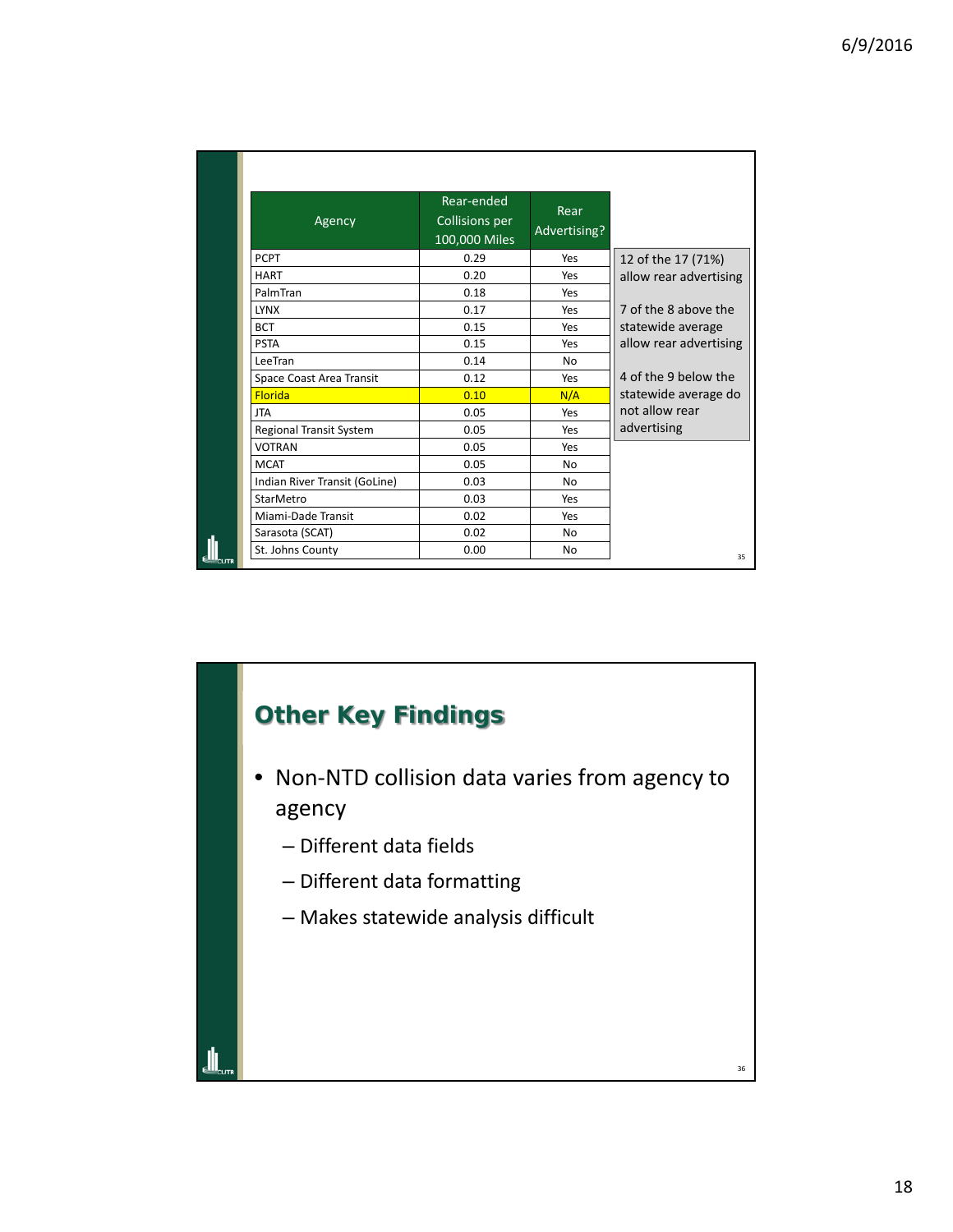| Agency | Rear-ended Collisions per 100,000 Miles | Rear Advertising? |
|---|---|---|
| PCPT | 0.29 | Yes |
| HART | 0.20 | Yes |
| PalmTran | 0.18 | Yes |
| LYNX | 0.17 | Yes |
| BCT | 0.15 | Yes |
| PSTA | 0.15 | Yes |
| LeeTran | 0.14 | No |
| Space Coast Area Transit | 0.12 | Yes |
| Florida | 0.10 | N/A |
| JTA | 0.05 | Yes |
| Regional Transit System | 0.05 | Yes |
| VOTRAN | 0.05 | Yes |
| MCAT | 0.05 | No |
| Indian River Transit (GoLine) | 0.03 | No |
| StarMetro | 0.03 | Yes |
| Miami-Dade Transit | 0.02 | Yes |
| Sarasota (SCAT) | 0.02 | No |
| St. Johns County | 0.00 | No |

12 of the 17 (71%) allow rear advertising

7 of the 8 above the statewide average allow rear advertising

4 of the 9 below the statewide average do not allow rear advertising

## Other Key Findings

- Non-NTD collision data varies from agency to agency
  - Different data fields
  - Different data formatting
  - Makes statewide analysis difficult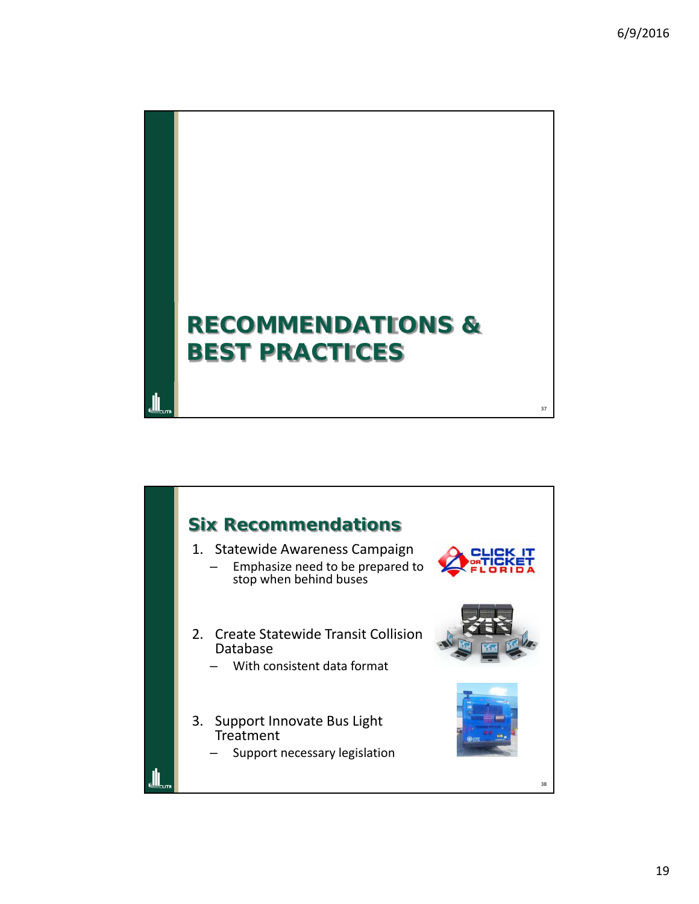# RECOMMENDATIONS & BEST PRACTICES

## Six Recommendations

1. Statewide Awareness Campaign
   – Emphasize need to be prepared to stop when behind buses

2. Create Statewide Transit Collision Database
   – With consistent data format

3. Support Innovate Bus Light Treatment
   – Support necessary legislation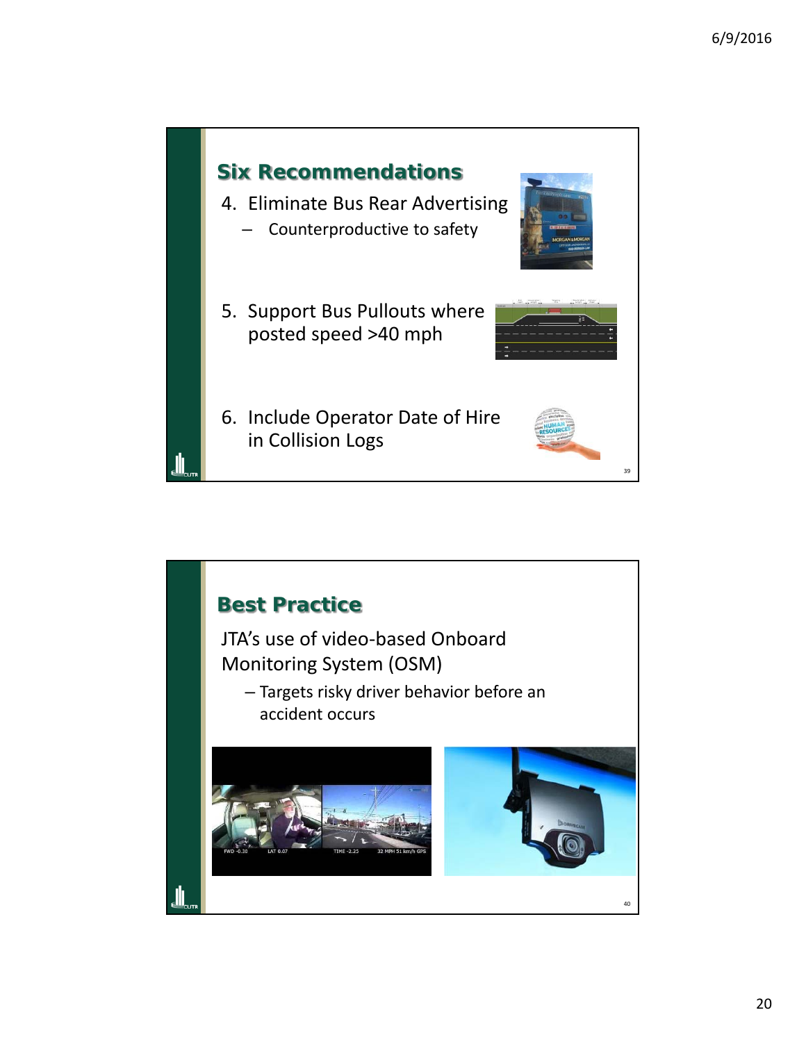## Six Recommendations

4. Eliminate Bus Rear Advertising
   – Counterproductive to safety

5. Support Bus Pullouts where posted speed >40 mph

6. Include Operator Date of Hire in Collision Logs

## Best Practice

JTA's use of video-based Onboard Monitoring System (OSM)

– Targets risky driver behavior before an accident occurs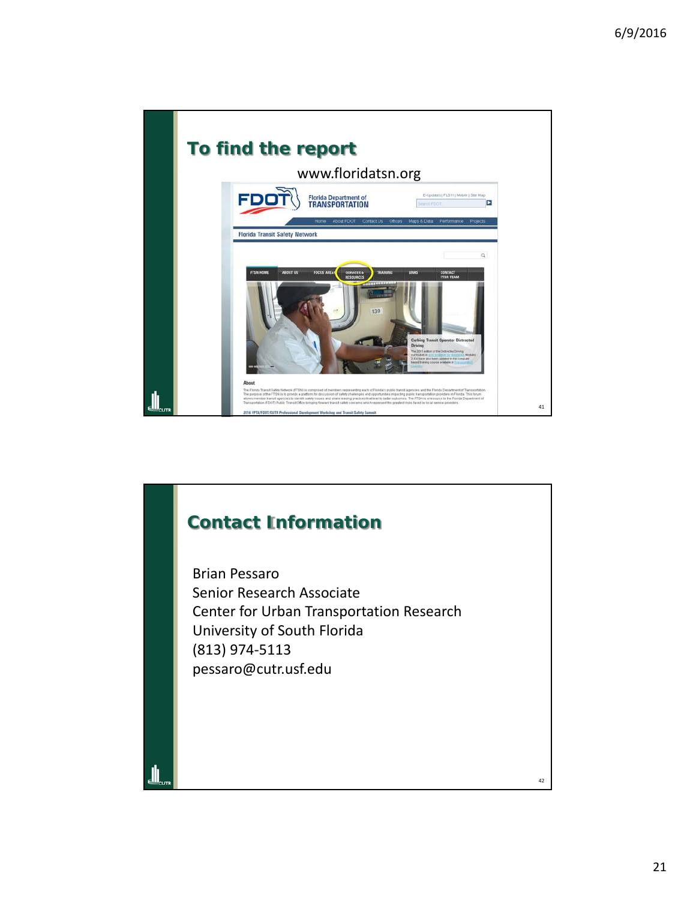## To find the report

www.floridatsn.org

## Contact Information

Brian Pessaro
Senior Research Associate
Center for Urban Transportation Research
University of South Florida
(813) 974-5113
pessaro@cutr.usf.edu